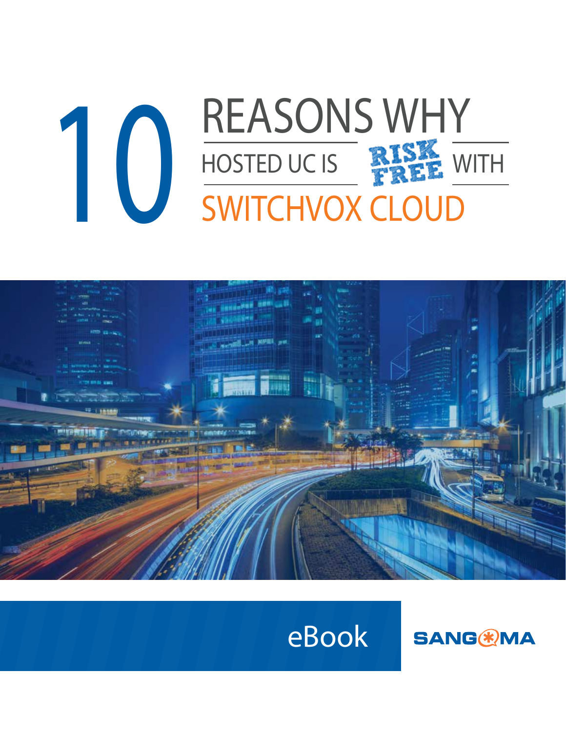# 10 REASONS WHY HOSTED UC IS RISK FREE WITH SWITCHVOX CLOUD

eBook

SANGOMA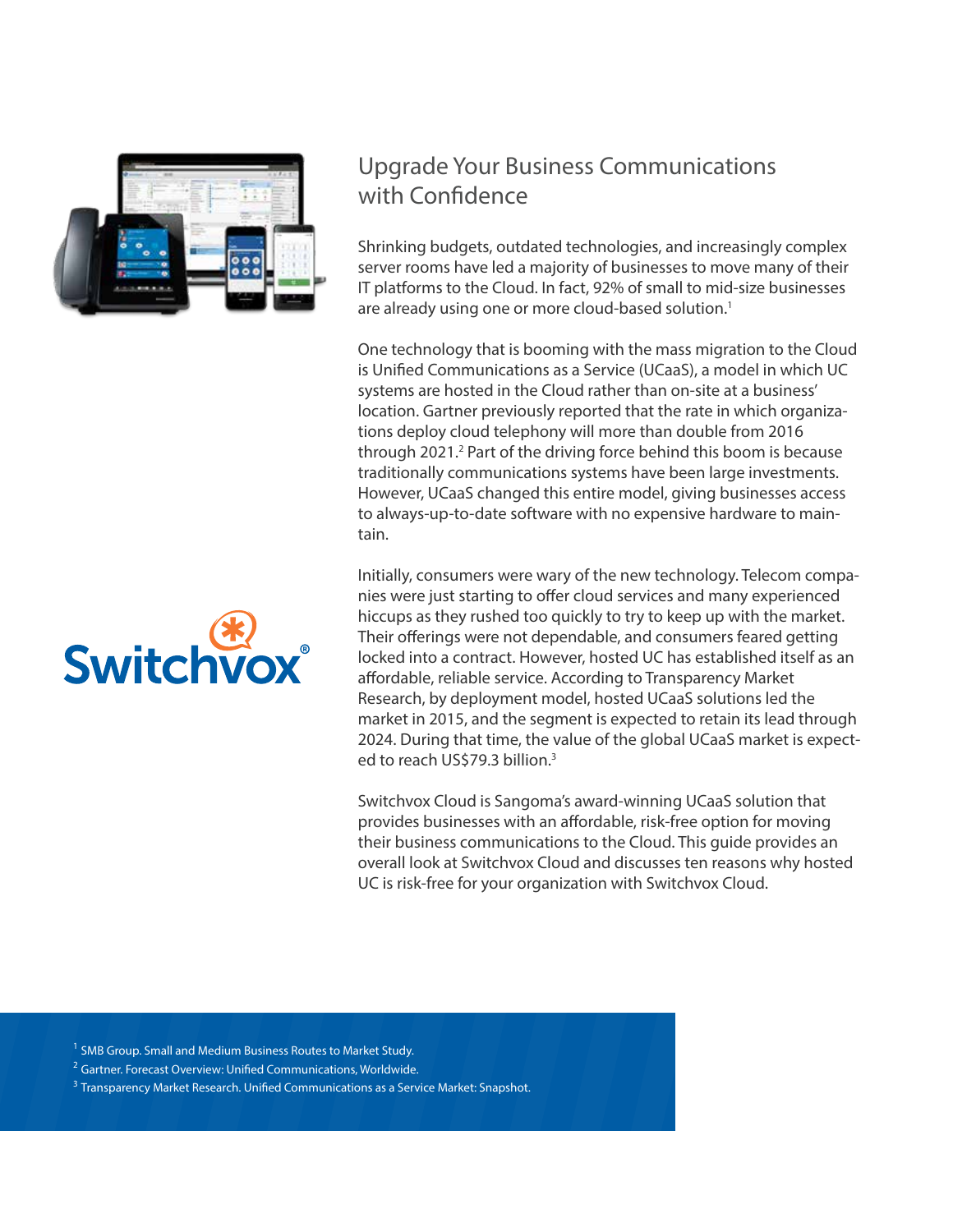## Upgrade Your Business Communications with Confidence

Shrinking budgets, outdated technologies, and increasingly complex server rooms have led a majority of businesses to move many of their IT platforms to the Cloud. In fact, 92% of small to mid-size businesses are already using one or more cloud-based solution.[1]

One technology that is booming with the mass migration to the Cloud is Unified Communications as a Service (UCaaS), a model in which UC systems are hosted in the Cloud rather than on-site at a business' location. Gartner previously reported that the rate in which organizations deploy cloud telephony will more than double from 2016 through 2021.[2] Part of the driving force behind this boom is because traditionally communications systems have been large investments. However, UCaaS changed this entire model, giving businesses access to always-up-to-date software with no expensive hardware to maintain.

Initially, consumers were wary of the new technology. Telecom companies were just starting to offer cloud services and many experienced hiccups as they rushed too quickly to try to keep up with the market. Their offerings were not dependable, and consumers feared getting locked into a contract. However, hosted UC has established itself as an affordable, reliable service. According to Transparency Market Research, by deployment model, hosted UCaaS solutions led the market in 2015, and the segment is expected to retain its lead through 2024. During that time, the value of the global UCaaS market is expected to reach US$79.3 billion.[3]

Switchvox Cloud is Sangoma's award-winning UCaaS solution that provides businesses with an affordable, risk-free option for moving their business communications to the Cloud. This guide provides an overall look at Switchvox Cloud and discusses ten reasons why hosted UC is risk-free for your organization with Switchvox Cloud.

[1] SMB Group. Small and Medium Business Routes to Market Study.
[2] Gartner. Forecast Overview: Unified Communications, Worldwide.
[3] Transparency Market Research. Unified Communications as a Service Market: Snapshot.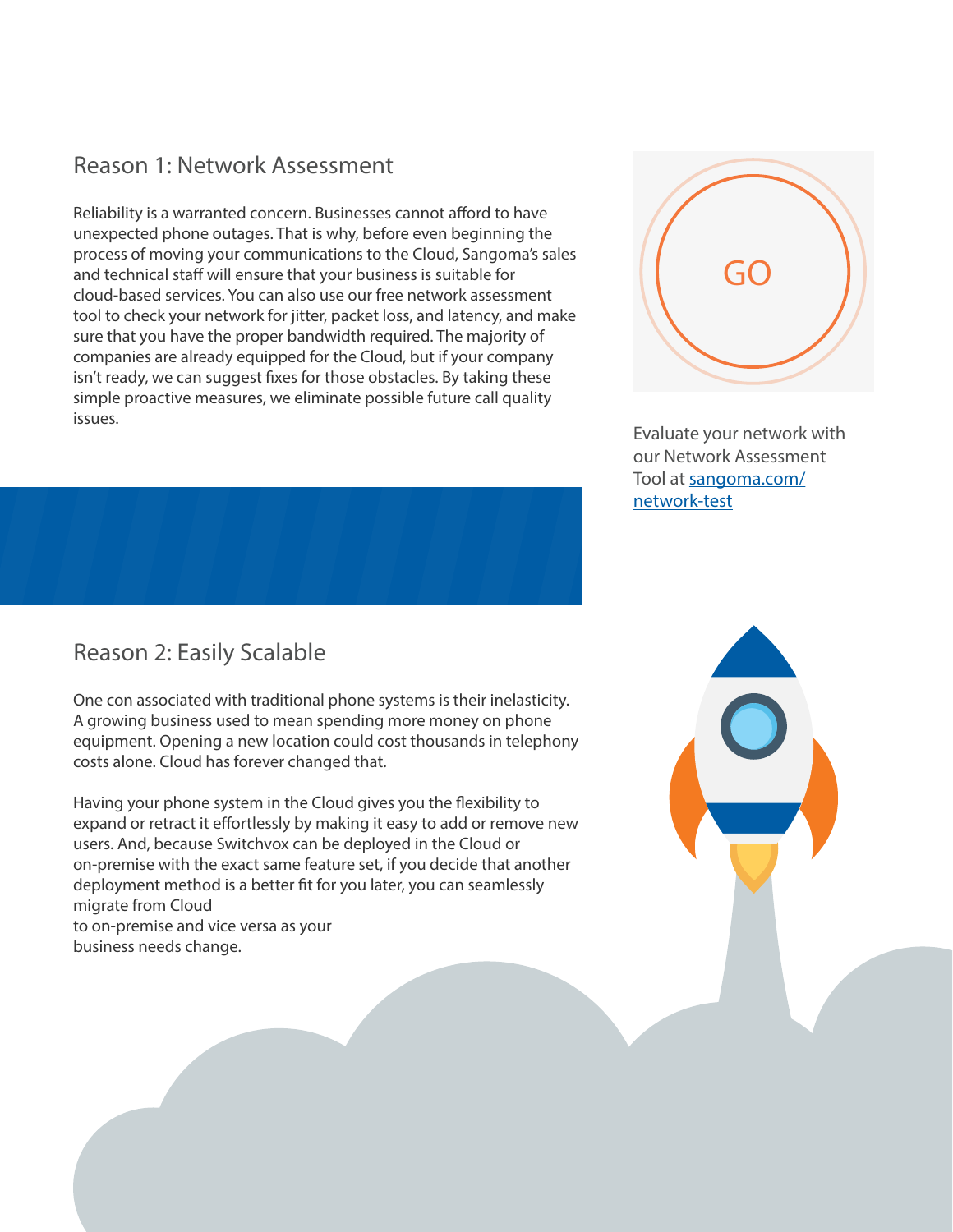## Reason 1: Network Assessment

Reliability is a warranted concern. Businesses cannot afford to have unexpected phone outages. That is why, before even beginning the process of moving your communications to the Cloud, Sangoma's sales and technical staff will ensure that your business is suitable for cloud-based services. You can also use our free network assessment tool to check your network for jitter, packet loss, and latency, and make sure that you have the proper bandwidth required. The majority of companies are already equipped for the Cloud, but if your company isn't ready, we can suggest fixes for those obstacles. By taking these simple proactive measures, we eliminate possible future call quality issues.

GO

Evaluate your network with our Network Assessment Tool at [sangoma.com/network-test](sangoma.com/network-test)

## Reason 2: Easily Scalable

One con associated with traditional phone systems is their inelasticity. A growing business used to mean spending more money on phone equipment. Opening a new location could cost thousands in telephony costs alone. Cloud has forever changed that.

Having your phone system in the Cloud gives you the flexibility to expand or retract it effortlessly by making it easy to add or remove new users. And, because Switchvox can be deployed in the Cloud or on-premise with the exact same feature set, if you decide that another deployment method is a better fit for you later, you can seamlessly migrate from Cloud to on-premise and vice versa as your business needs change.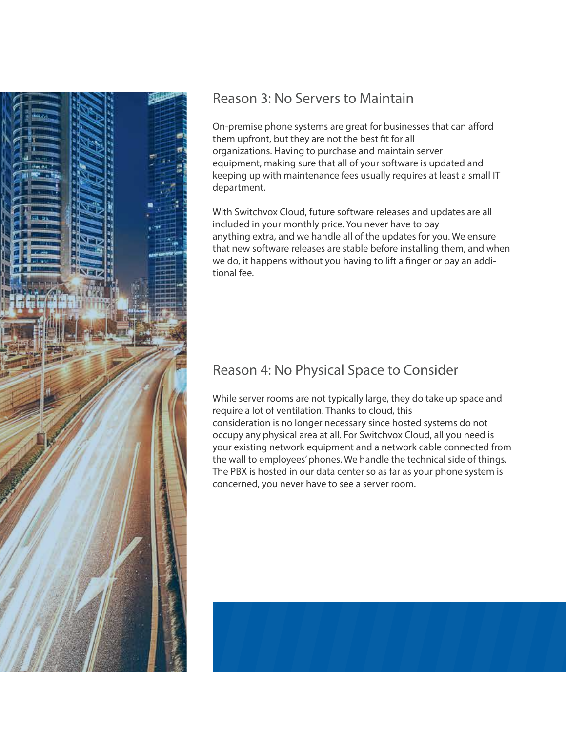## Reason 3: No Servers to Maintain

On-premise phone systems are great for businesses that can afford them upfront, but they are not the best fit for all organizations. Having to purchase and maintain server equipment, making sure that all of your software is updated and keeping up with maintenance fees usually requires at least a small IT department.

With Switchvox Cloud, future software releases and updates are all included in your monthly price. You never have to pay anything extra, and we handle all of the updates for you. We ensure that new software releases are stable before installing them, and when we do, it happens without you having to lift a finger or pay an additional fee.

## Reason 4: No Physical Space to Consider

While server rooms are not typically large, they do take up space and require a lot of ventilation. Thanks to cloud, this consideration is no longer necessary since hosted systems do not occupy any physical area at all. For Switchvox Cloud, all you need is your existing network equipment and a network cable connected from the wall to employees' phones. We handle the technical side of things. The PBX is hosted in our data center so as far as your phone system is concerned, you never have to see a server room.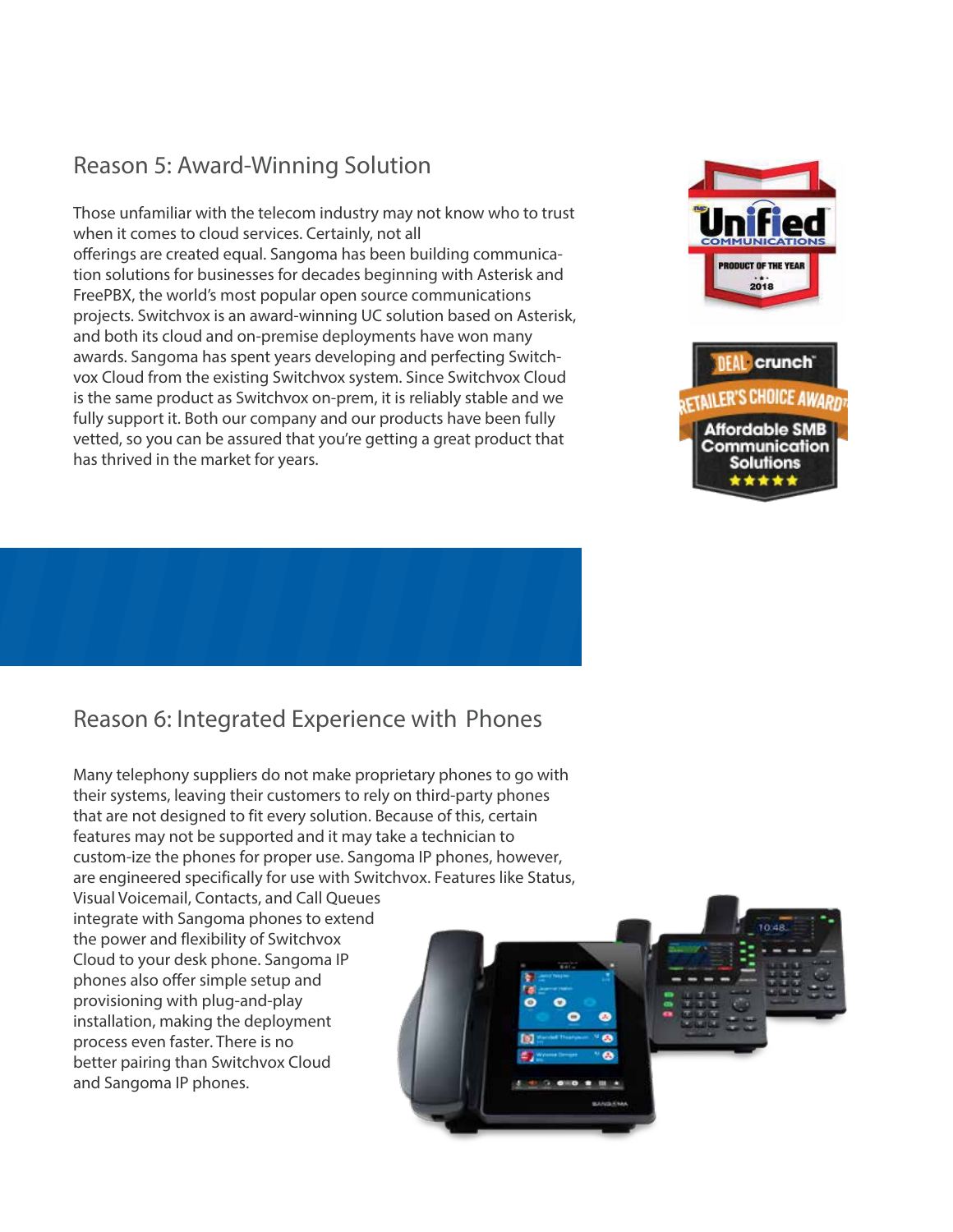## Reason 5: Award-Winning Solution

Those unfamiliar with the telecom industry may not know who to trust when it comes to cloud services. Certainly, not all offerings are created equal. Sangoma has been building communication solutions for businesses for decades beginning with Asterisk and FreePBX, the world's most popular open source communications projects. Switchvox is an award-winning UC solution based on Asterisk, and both its cloud and on-premise deployments have won many awards. Sangoma has spent years developing and perfecting Switchvox Cloud from the existing Switchvox system. Since Switchvox Cloud is the same product as Switchvox on-prem, it is reliably stable and we fully support it. Both our company and our products have been fully vetted, so you can be assured that you're getting a great product that has thrived in the market for years.

## Reason 6: Integrated Experience with Phones

Many telephony suppliers do not make proprietary phones to go with their systems, leaving their customers to rely on third-party phones that are not designed to fit every solution. Because of this, certain features may not be supported and it may take a technician to custom-ize the phones for proper use. Sangoma IP phones, however, are engineered specifically for use with Switchvox. Features like Status, Visual Voicemail, Contacts, and Call Queues integrate with Sangoma phones to extend the power and flexibility of Switchvox Cloud to your desk phone. Sangoma IP phones also offer simple setup and provisioning with plug-and-play installation, making the deployment process even faster. There is no better pairing than Switchvox Cloud and Sangoma IP phones.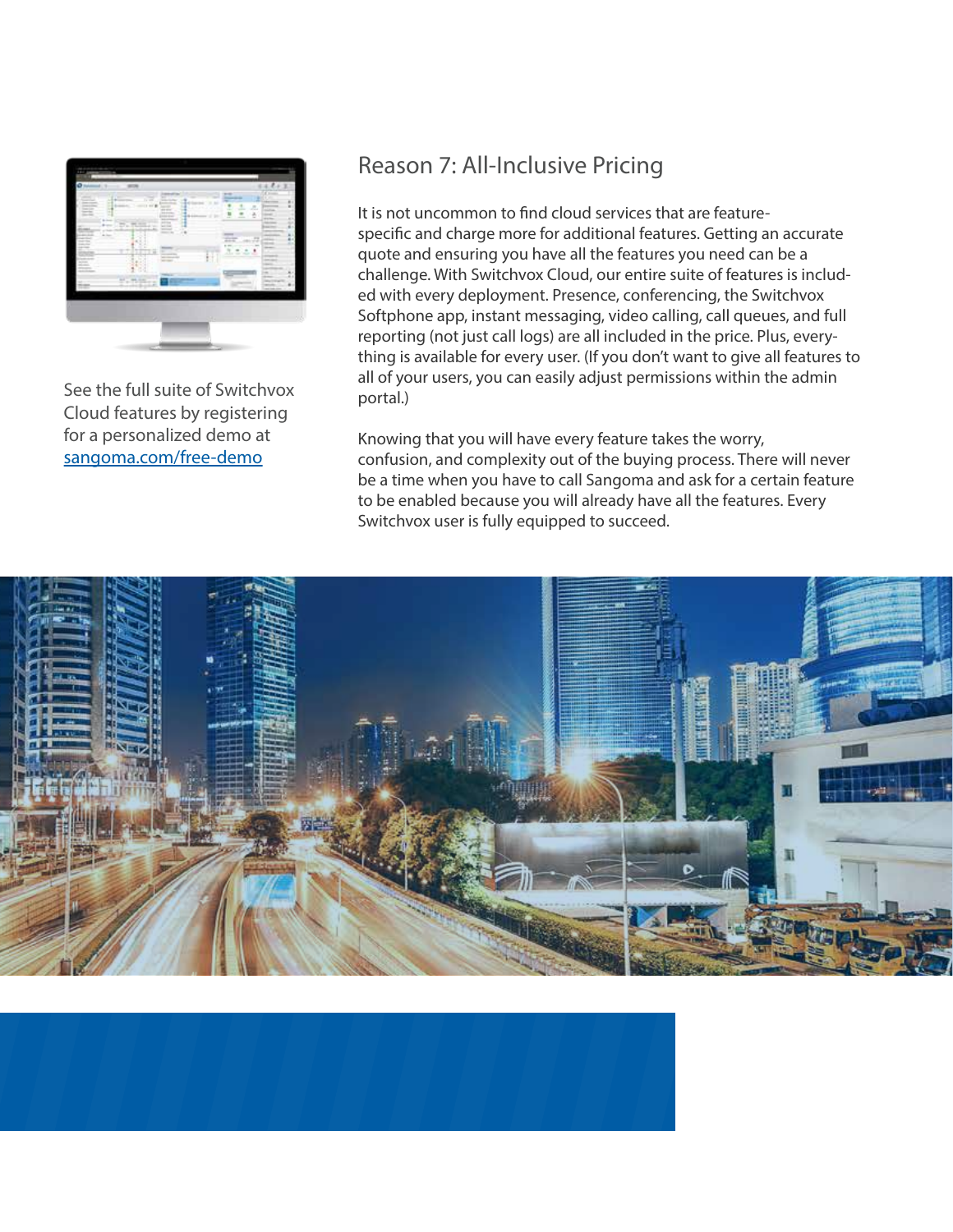## Reason 7: All-Inclusive Pricing

It is not uncommon to find cloud services that are feature-specific and charge more for additional features. Getting an accurate quote and ensuring you have all the features you need can be a challenge. With Switchvox Cloud, our entire suite of features is included with every deployment. Presence, conferencing, the Switchvox Softphone app, instant messaging, video calling, call queues, and full reporting (not just call logs) are all included in the price. Plus, everything is available for every user. (If you don't want to give all features to all of your users, you can easily adjust permissions within the admin portal.)

Knowing that you will have every feature takes the worry, confusion, and complexity out of the buying process. There will never be a time when you have to call Sangoma and ask for a certain feature to be enabled because you will already have all the features. Every Switchvox user is fully equipped to succeed.

See the full suite of Switchvox Cloud features by registering for a personalized demo at [sangoma.com/free-demo](sangoma.com/free-demo)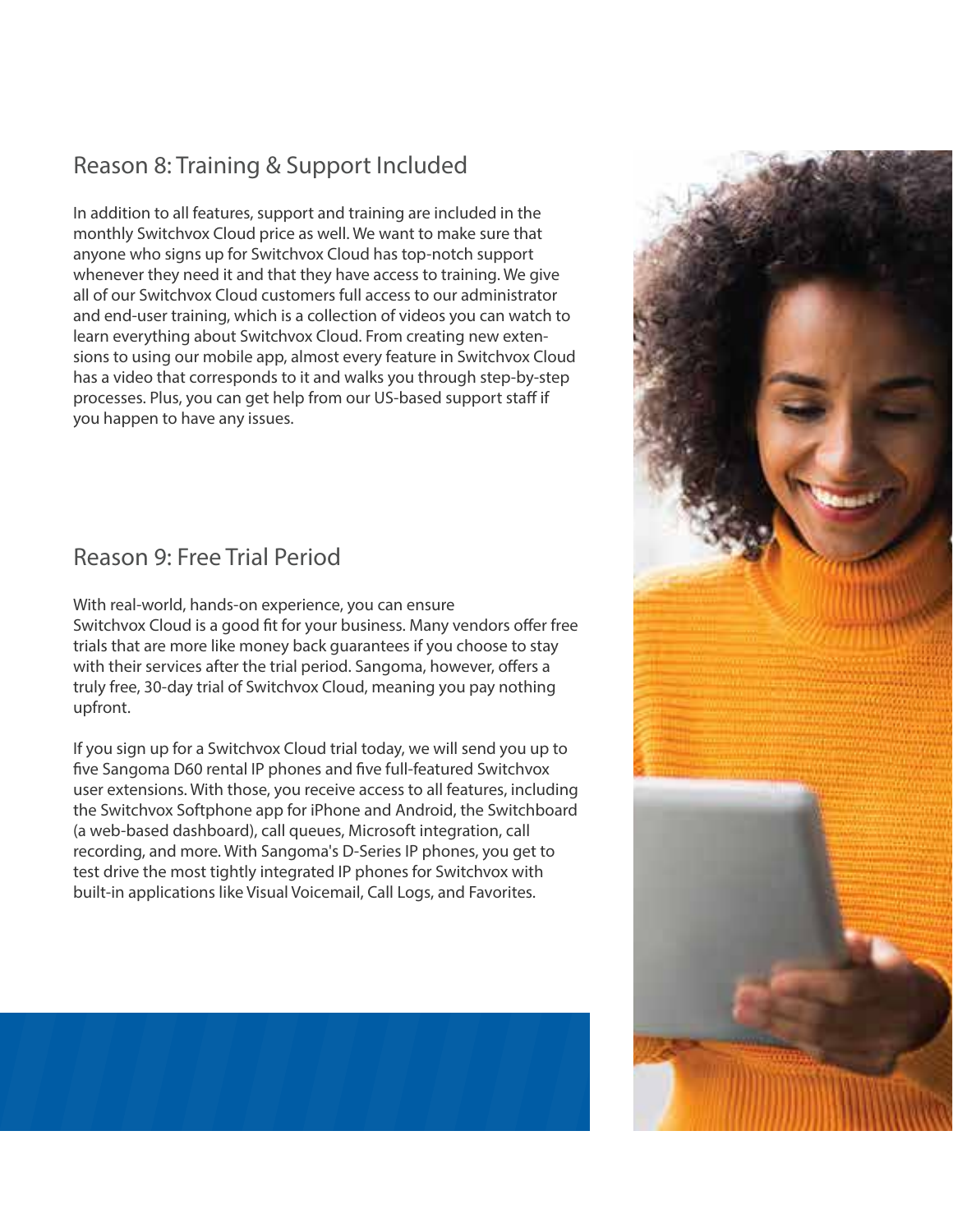## Reason 8: Training & Support Included

In addition to all features, support and training are included in the monthly Switchvox Cloud price as well. We want to make sure that anyone who signs up for Switchvox Cloud has top-notch support whenever they need it and that they have access to training. We give all of our Switchvox Cloud customers full access to our administrator and end-user training, which is a collection of videos you can watch to learn everything about Switchvox Cloud. From creating new extensions to using our mobile app, almost every feature in Switchvox Cloud has a video that corresponds to it and walks you through step-by-step processes. Plus, you can get help from our US-based support staff if you happen to have any issues.

## Reason 9: Free Trial Period

With real-world, hands-on experience, you can ensure Switchvox Cloud is a good fit for your business. Many vendors offer free trials that are more like money back guarantees if you choose to stay with their services after the trial period. Sangoma, however, offers a truly free, 30-day trial of Switchvox Cloud, meaning you pay nothing upfront.

If you sign up for a Switchvox Cloud trial today, we will send you up to five Sangoma D60 rental IP phones and five full-featured Switchvox user extensions. With those, you receive access to all features, including the Switchvox Softphone app for iPhone and Android, the Switchboard (a web-based dashboard), call queues, Microsoft integration, call recording, and more. With Sangoma's D-Series IP phones, you get to test drive the most tightly integrated IP phones for Switchvox with built-in applications like Visual Voicemail, Call Logs, and Favorites.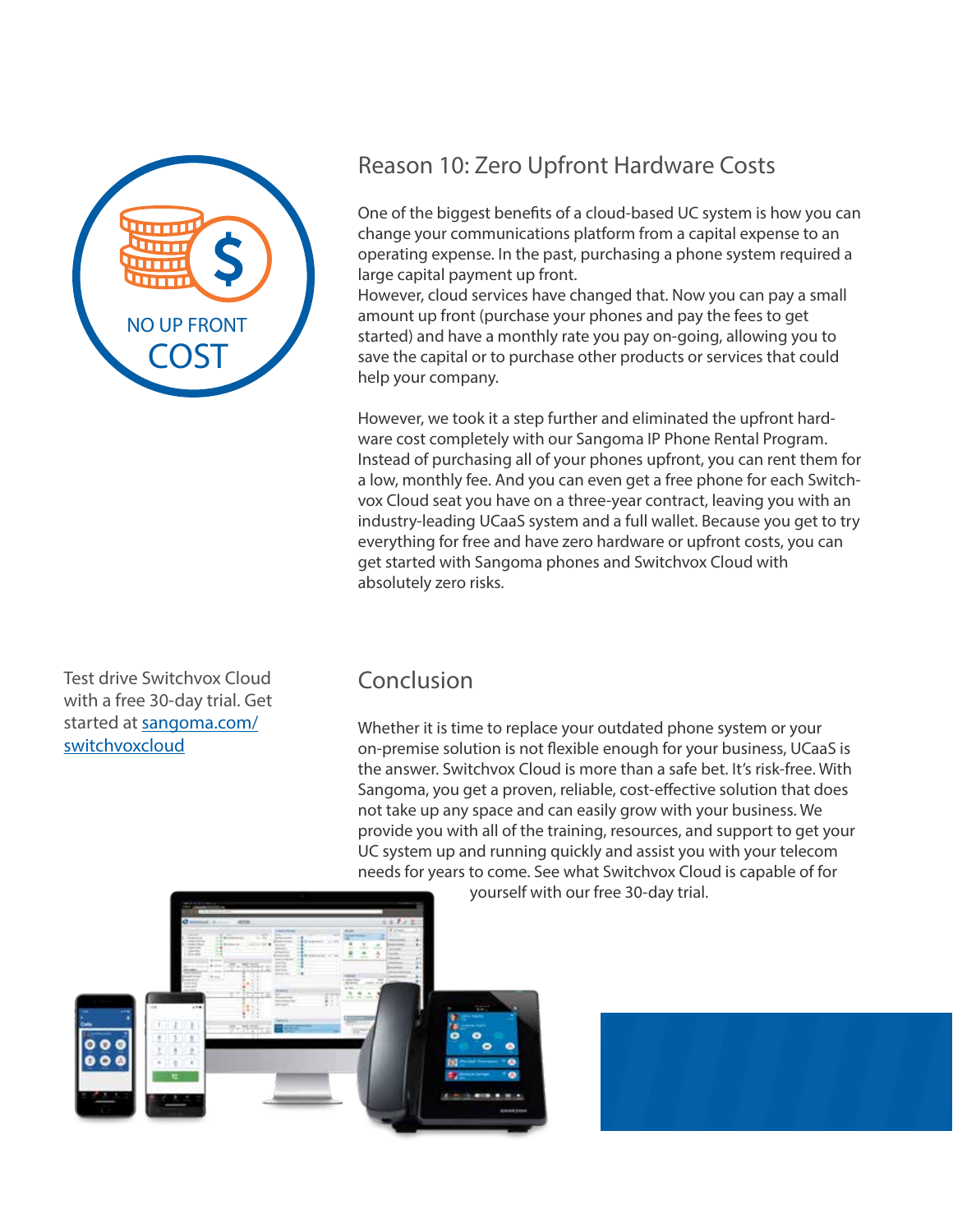NO UP FRONT COST

## Reason 10: Zero Upfront Hardware Costs

One of the biggest benefits of a cloud-based UC system is how you can change your communications platform from a capital expense to an operating expense. In the past, purchasing a phone system required a large capital payment up front.

However, cloud services have changed that. Now you can pay a small amount up front (purchase your phones and pay the fees to get started) and have a monthly rate you pay on-going, allowing you to save the capital or to purchase other products or services that could help your company.

However, we took it a step further and eliminated the upfront hardware cost completely with our Sangoma IP Phone Rental Program. Instead of purchasing all of your phones upfront, you can rent them for a low, monthly fee. And you can even get a free phone for each Switchvox Cloud seat you have on a three-year contract, leaving you with an industry-leading UCaaS system and a full wallet. Because you get to try everything for free and have zero hardware or upfront costs, you can get started with Sangoma phones and Switchvox Cloud with absolutely zero risks.

Test drive Switchvox Cloud with a free 30-day trial. Get started at [sangoma.com/switchvoxcloud](sangoma.com/switchvoxcloud)

## Conclusion

Whether it is time to replace your outdated phone system or your on-premise solution is not flexible enough for your business, UCaaS is the answer. Switchvox Cloud is more than a safe bet. It's risk-free. With Sangoma, you get a proven, reliable, cost-effective solution that does not take up any space and can easily grow with your business. We provide you with all of the training, resources, and support to get your UC system up and running quickly and assist you with your telecom needs for years to come. See what Switchvox Cloud is capable of for yourself with our free 30-day trial.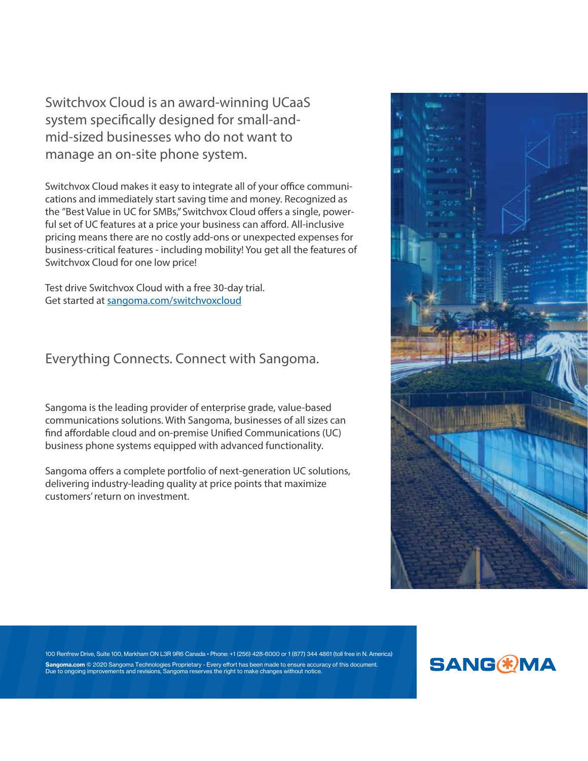## Switchvox Cloud is an award-winning UCaaS system specifically designed for small-and-mid-sized businesses who do not want to manage an on-site phone system.

Switchvox Cloud makes it easy to integrate all of your office communications and immediately start saving time and money. Recognized as the "Best Value in UC for SMBs," Switchvox Cloud offers a single, powerful set of UC features at a price your business can afford. All-inclusive pricing means there are no costly add-ons or unexpected expenses for business-critical features - including mobility! You get all the features of Switchvox Cloud for one low price!

Test drive Switchvox Cloud with a free 30-day trial.
Get started at [sangoma.com/switchvoxcloud](sangoma.com/switchvoxcloud)

## Everything Connects. Connect with Sangoma.

Sangoma is the leading provider of enterprise grade, value-based communications solutions. With Sangoma, businesses of all sizes can find affordable cloud and on-premise Unified Communications (UC) business phone systems equipped with advanced functionality.

Sangoma offers a complete portfolio of next-generation UC solutions, delivering industry-leading quality at price points that maximize customers' return on investment.

100 Renfrew Drive, Suite 100, Markham ON L3R 9R6 Canada • Phone: +1 (256) 428-6000 or 1 (877) 344 4861 (toll free in N. America)

**Sangoma.com** © 2020 Sangoma Technologies Proprietary - Every effort has been made to ensure accuracy of this document. Due to ongoing improvements and revisions, Sangoma reserves the right to make changes without notice.

SANGOMA